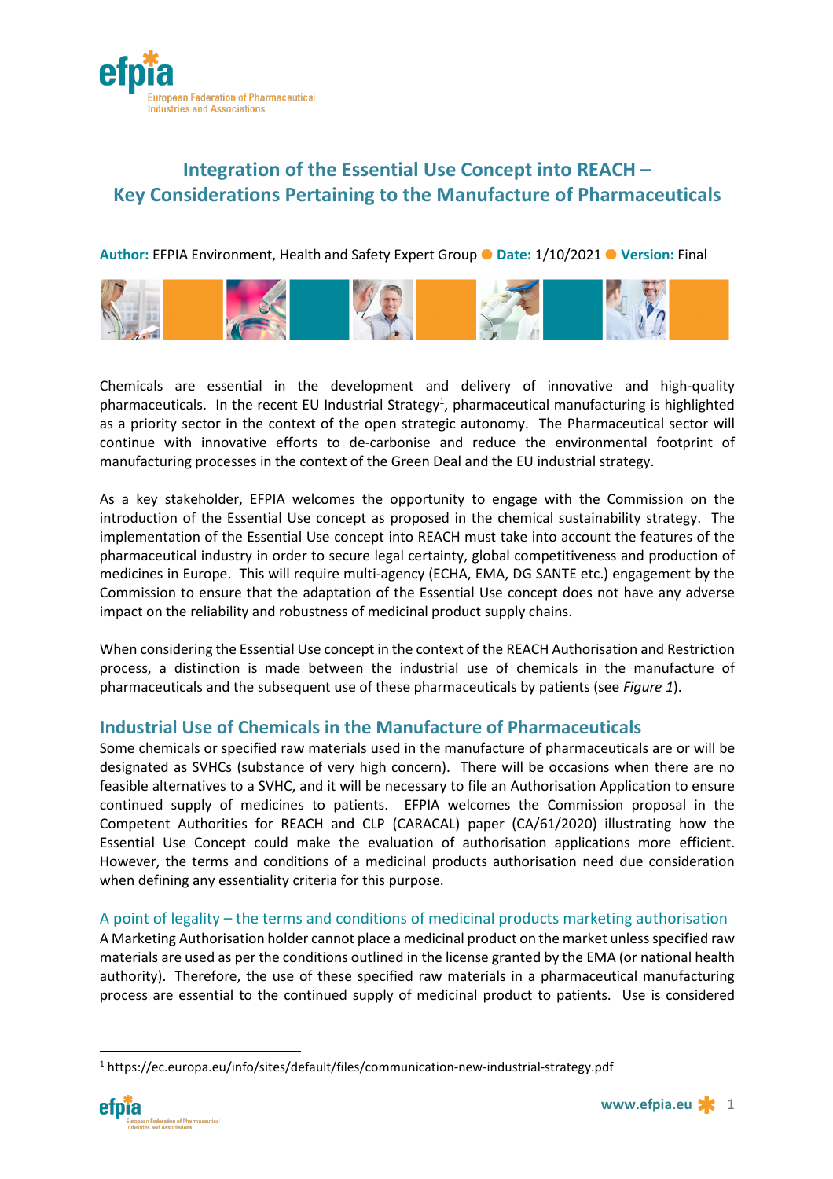# Integration of the Essential Use Concept into REACH – Key Considerations Pertaining to the Manufacture of Pharmaceuticals

**Author:** EFPIA Environment, Health and Safety Expert Group ● **Date:** 1/10/2021 ● **Version:** Final

Chemicals are essential in the development and delivery of innovative and high-quality pharmaceuticals. In the recent EU Industrial Strategy[1], pharmaceutical manufacturing is highlighted as a priority sector in the context of the open strategic autonomy. The Pharmaceutical sector will continue with innovative efforts to de-carbonise and reduce the environmental footprint of manufacturing processes in the context of the Green Deal and the EU industrial strategy.

As a key stakeholder, EFPIA welcomes the opportunity to engage with the Commission on the introduction of the Essential Use concept as proposed in the chemical sustainability strategy. The implementation of the Essential Use concept into REACH must take into account the features of the pharmaceutical industry in order to secure legal certainty, global competitiveness and production of medicines in Europe. This will require multi-agency (ECHA, EMA, DG SANTE etc.) engagement by the Commission to ensure that the adaptation of the Essential Use concept does not have any adverse impact on the reliability and robustness of medicinal product supply chains.

When considering the Essential Use concept in the context of the REACH Authorisation and Restriction process, a distinction is made between the industrial use of chemicals in the manufacture of pharmaceuticals and the subsequent use of these pharmaceuticals by patients (see *Figure 1*).

## Industrial Use of Chemicals in the Manufacture of Pharmaceuticals

Some chemicals or specified raw materials used in the manufacture of pharmaceuticals are or will be designated as SVHCs (substance of very high concern). There will be occasions when there are no feasible alternatives to a SVHC, and it will be necessary to file an Authorisation Application to ensure continued supply of medicines to patients. EFPIA welcomes the Commission proposal in the Competent Authorities for REACH and CLP (CARACAL) paper (CA/61/2020) illustrating how the Essential Use Concept could make the evaluation of authorisation applications more efficient. However, the terms and conditions of a medicinal products authorisation need due consideration when defining any essentiality criteria for this purpose.

### A point of legality – the terms and conditions of medicinal products marketing authorisation

A Marketing Authorisation holder cannot place a medicinal product on the market unless specified raw materials are used as per the conditions outlined in the license granted by the EMA (or national health authority). Therefore, the use of these specified raw materials in a pharmaceutical manufacturing process are essential to the continued supply of medicinal product to patients. Use is considered

[1] https://ec.europa.eu/info/sites/default/files/communication-new-industrial-strategy.pdf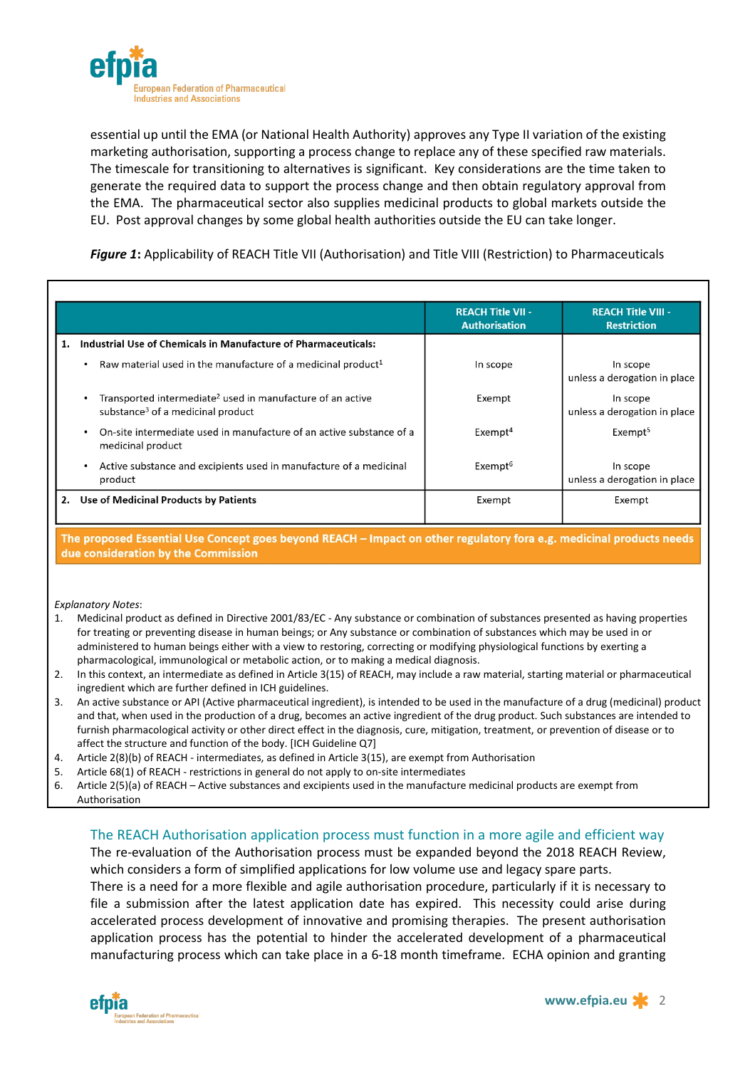essential up until the EMA (or National Health Authority) approves any Type II variation of the existing marketing authorisation, supporting a process change to replace any of these specified raw materials. The timescale for transitioning to alternatives is significant. Key considerations are the time taken to generate the required data to support the process change and then obtain regulatory approval from the EMA. The pharmaceutical sector also supplies medicinal products to global markets outside the EU. Post approval changes by some global health authorities outside the EU can take longer.

***Figure 1*:** Applicability of REACH Title VII (Authorisation) and Title VIII (Restriction) to Pharmaceuticals

| | REACH Title VII - Authorisation | REACH Title VIII - Restriction |
|---|---|---|
| **1. Industrial Use of Chemicals in Manufacture of Pharmaceuticals:** | | |
| • Raw material used in the manufacture of a medicinal product[1] | In scope | In scope unless a derogation in place |
| • Transported intermediate[2] used in manufacture of an active substance[3] of a medicinal product | Exempt | In scope unless a derogation in place |
| • On-site intermediate used in manufacture of an active substance of a medicinal product | Exempt[4] | Exempt[5] |
| • Active substance and excipients used in manufacture of a medicinal product | Exempt[6] | In scope unless a derogation in place |
| **2. Use of Medicinal Products by Patients** | Exempt | Exempt |

**The proposed Essential Use Concept goes beyond REACH – Impact on other regulatory fora e.g. medicinal products needs due consideration by the Commission**

*Explanatory Notes*:

1. Medicinal product as defined in Directive 2001/83/EC - Any substance or combination of substances presented as having properties for treating or preventing disease in human beings; or Any substance or combination of substances which may be used in or administered to human beings either with a view to restoring, correcting or modifying physiological functions by exerting a pharmacological, immunological or metabolic action, or to making a medical diagnosis.
2. In this context, an intermediate as defined in Article 3(15) of REACH, may include a raw material, starting material or pharmaceutical ingredient which are further defined in ICH guidelines.
3. An active substance or API (Active pharmaceutical ingredient), is intended to be used in the manufacture of a drug (medicinal) product and that, when used in the production of a drug, becomes an active ingredient of the drug product. Such substances are intended to furnish pharmacological activity or other direct effect in the diagnosis, cure, mitigation, treatment, or prevention of disease or to affect the structure and function of the body. [ICH Guideline Q7]
4. Article 2(8)(b) of REACH - intermediates, as defined in Article 3(15), are exempt from Authorisation
5. Article 68(1) of REACH - restrictions in general do not apply to on-site intermediates
6. Article 2(5)(a) of REACH – Active substances and excipients used in the manufacture medicinal products are exempt from Authorisation

## The REACH Authorisation application process must function in a more agile and efficient way

The re-evaluation of the Authorisation process must be expanded beyond the 2018 REACH Review, which considers a form of simplified applications for low volume use and legacy spare parts.

There is a need for a more flexible and agile authorisation procedure, particularly if it is necessary to file a submission after the latest application date has expired. This necessity could arise during accelerated process development of innovative and promising therapies. The present authorisation application process has the potential to hinder the accelerated development of a pharmaceutical manufacturing process which can take place in a 6-18 month timeframe. ECHA opinion and granting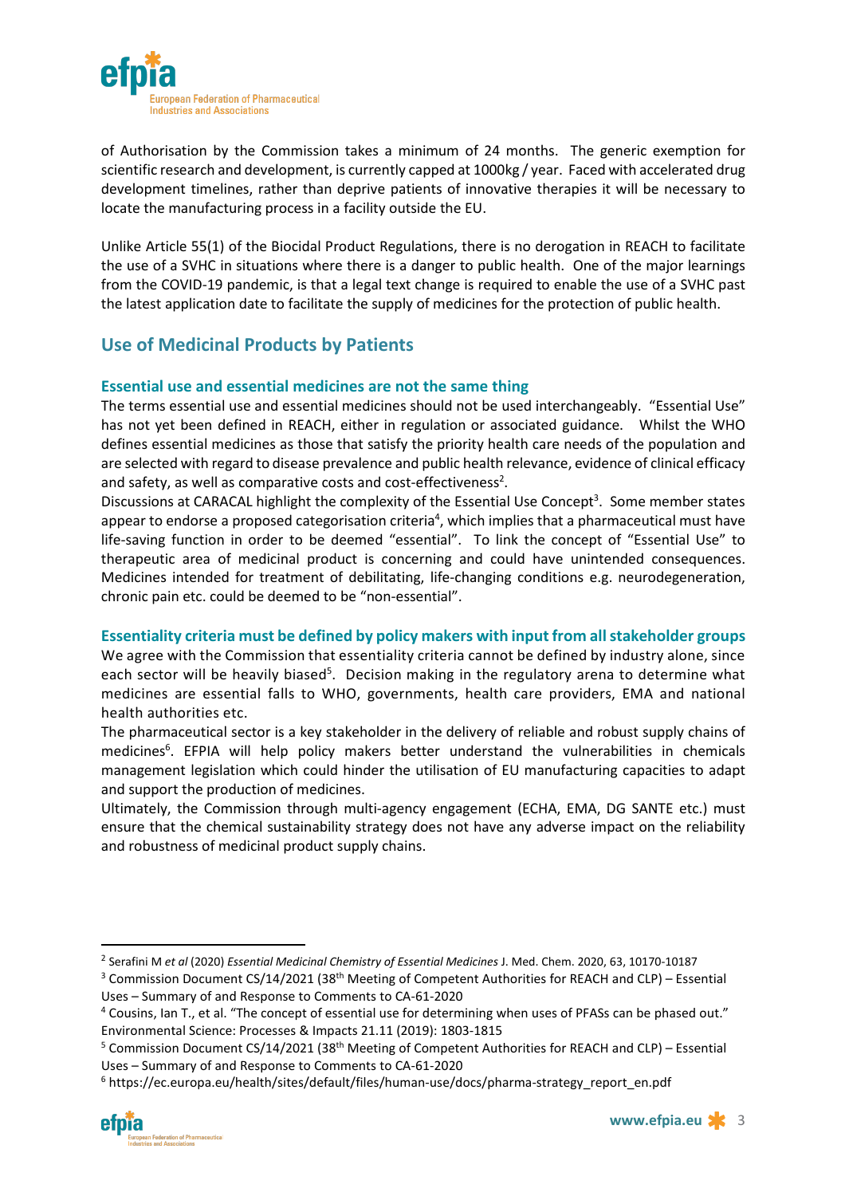of Authorisation by the Commission takes a minimum of 24 months. The generic exemption for scientific research and development, is currently capped at 1000kg / year. Faced with accelerated drug development timelines, rather than deprive patients of innovative therapies it will be necessary to locate the manufacturing process in a facility outside the EU.

Unlike Article 55(1) of the Biocidal Product Regulations, there is no derogation in REACH to facilitate the use of a SVHC in situations where there is a danger to public health. One of the major learnings from the COVID-19 pandemic, is that a legal text change is required to enable the use of a SVHC past the latest application date to facilitate the supply of medicines for the protection of public health.

## Use of Medicinal Products by Patients

### Essential use and essential medicines are not the same thing

The terms essential use and essential medicines should not be used interchangeably. "Essential Use" has not yet been defined in REACH, either in regulation or associated guidance. Whilst the WHO defines essential medicines as those that satisfy the priority health care needs of the population and are selected with regard to disease prevalence and public health relevance, evidence of clinical efficacy and safety, as well as comparative costs and cost-effectiveness[2].

Discussions at CARACAL highlight the complexity of the Essential Use Concept[3]. Some member states appear to endorse a proposed categorisation criteria[4], which implies that a pharmaceutical must have life-saving function in order to be deemed "essential". To link the concept of "Essential Use" to therapeutic area of medicinal product is concerning and could have unintended consequences. Medicines intended for treatment of debilitating, life-changing conditions e.g. neurodegeneration, chronic pain etc. could be deemed to be "non-essential".

### Essentiality criteria must be defined by policy makers with input from all stakeholder groups

We agree with the Commission that essentiality criteria cannot be defined by industry alone, since each sector will be heavily biased[5]. Decision making in the regulatory arena to determine what medicines are essential falls to WHO, governments, health care providers, EMA and national health authorities etc.

The pharmaceutical sector is a key stakeholder in the delivery of reliable and robust supply chains of medicines[6]. EFPIA will help policy makers better understand the vulnerabilities in chemicals management legislation which could hinder the utilisation of EU manufacturing capacities to adapt and support the production of medicines.

Ultimately, the Commission through multi-agency engagement (ECHA, EMA, DG SANTE etc.) must ensure that the chemical sustainability strategy does not have any adverse impact on the reliability and robustness of medicinal product supply chains.

---

[2] Serafini M *et al* (2020) *Essential Medicinal Chemistry of Essential Medicines* J. Med. Chem. 2020, 63, 10170-10187

[3] Commission Document CS/14/2021 (38th Meeting of Competent Authorities for REACH and CLP) – Essential Uses – Summary of and Response to Comments to CA-61-2020

[4] Cousins, Ian T., et al. "The concept of essential use for determining when uses of PFASs can be phased out." Environmental Science: Processes & Impacts 21.11 (2019): 1803-1815

[5] Commission Document CS/14/2021 (38th Meeting of Competent Authorities for REACH and CLP) – Essential Uses – Summary of and Response to Comments to CA-61-2020

[6] https://ec.europa.eu/health/sites/default/files/human-use/docs/pharma-strategy_report_en.pdf